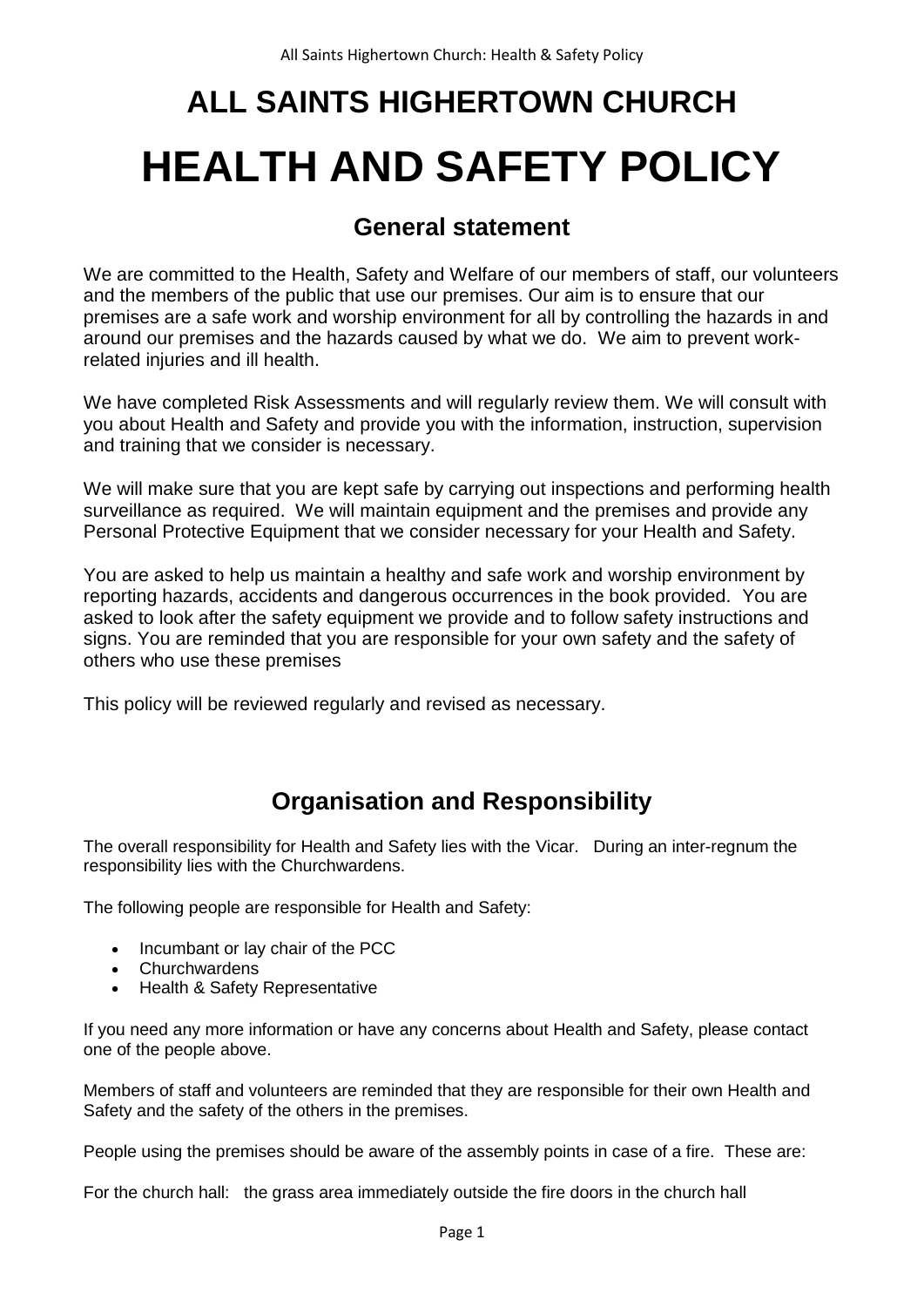# ALL SAINTS HIGHERTOWN CHURCH

# HEALTH AND SAFETY POLICY

## General statement

We are committed to the Health, Safety and Welfare of our members of staff, our volunteers and the members of the public that use our premises. Our aim is to ensure that our premises are a safe work and worship environment for all by controlling the hazards in and around our premises and the hazards caused by what we do. We aim to prevent work-related injuries and ill health.

We have completed Risk Assessments and will regularly review them. We will consult with you about Health and Safety and provide you with the information, instruction, supervision and training that we consider is necessary.

We will make sure that you are kept safe by carrying out inspections and performing health surveillance as required. We will maintain equipment and the premises and provide any Personal Protective Equipment that we consider necessary for your Health and Safety.

You are asked to help us maintain a healthy and safe work and worship environment by reporting hazards, accidents and dangerous occurrences in the book provided. You are asked to look after the safety equipment we provide and to follow safety instructions and signs. You are reminded that you are responsible for your own safety and the safety of others who use these premises

This policy will be reviewed regularly and revised as necessary.

## Organisation and Responsibility

The overall responsibility for Health and Safety lies with the Vicar. During an inter-regnum the responsibility lies with the Churchwardens.

The following people are responsible for Health and Safety:

- Incumbant or lay chair of the PCC
- Churchwardens
- Health & Safety Representative

If you need any more information or have any concerns about Health and Safety, please contact one of the people above.

Members of staff and volunteers are reminded that they are responsible for their own Health and Safety and the safety of the others in the premises.

People using the premises should be aware of the assembly points in case of a fire. These are:

For the church hall: the grass area immediately outside the fire doors in the church hall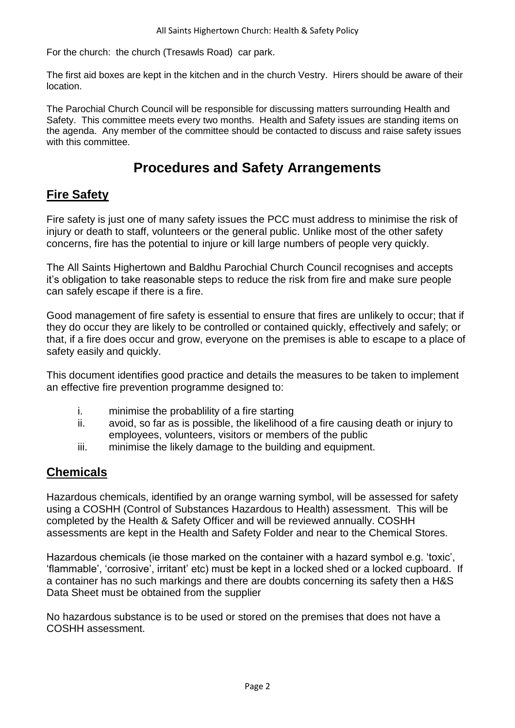For the church: the church (Tresawls Road) car park.

The first aid boxes are kept in the kitchen and in the church Vestry. Hirers should be aware of their location.

The Parochial Church Council will be responsible for discussing matters surrounding Health and Safety. This committee meets every two months. Health and Safety issues are standing items on the agenda. Any member of the committee should be contacted to discuss and raise safety issues with this committee.

# Procedures and Safety Arrangements

## Fire Safety

Fire safety is just one of many safety issues the PCC must address to minimise the risk of injury or death to staff, volunteers or the general public. Unlike most of the other safety concerns, fire has the potential to injure or kill large numbers of people very quickly.

The All Saints Highertown and Baldhu Parochial Church Council recognises and accepts it's obligation to take reasonable steps to reduce the risk from fire and make sure people can safely escape if there is a fire.

Good management of fire safety is essential to ensure that fires are unlikely to occur; that if they do occur they are likely to be controlled or contained quickly, effectively and safely; or that, if a fire does occur and grow, everyone on the premises is able to escape to a place of safety easily and quickly.

This document identifies good practice and details the measures to be taken to implement an effective fire prevention programme designed to:

i. minimise the probablility of a fire starting
ii. avoid, so far as is possible, the likelihood of a fire causing death or injury to employees, volunteers, visitors or members of the public
iii. minimise the likely damage to the building and equipment.

## Chemicals

Hazardous chemicals, identified by an orange warning symbol, will be assessed for safety using a COSHH (Control of Substances Hazardous to Health) assessment. This will be completed by the Health & Safety Officer and will be reviewed annually. COSHH assessments are kept in the Health and Safety Folder and near to the Chemical Stores.

Hazardous chemicals (ie those marked on the container with a hazard symbol e.g. 'toxic', 'flammable', 'corrosive', irritant' etc) must be kept in a locked shed or a locked cupboard. If a container has no such markings and there are doubts concerning its safety then a H&S Data Sheet must be obtained from the supplier

No hazardous substance is to be used or stored on the premises that does not have a COSHH assessment.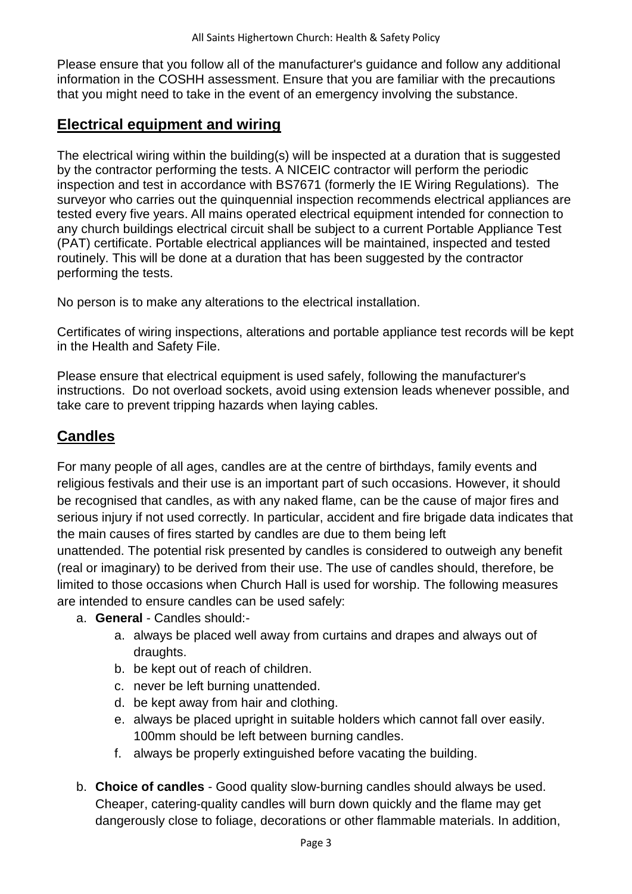Please ensure that you follow all of the manufacturer's guidance and follow any additional information in the COSHH assessment. Ensure that you are familiar with the precautions that you might need to take in the event of an emergency involving the substance.

## Electrical equipment and wiring

The electrical wiring within the building(s) will be inspected at a duration that is suggested by the contractor performing the tests. A NICEIC contractor will perform the periodic inspection and test in accordance with BS7671 (formerly the IE Wiring Regulations). The surveyor who carries out the quinquennial inspection recommends electrical appliances are tested every five years. All mains operated electrical equipment intended for connection to any church buildings electrical circuit shall be subject to a current Portable Appliance Test (PAT) certificate. Portable electrical appliances will be maintained, inspected and tested routinely. This will be done at a duration that has been suggested by the contractor performing the tests.

No person is to make any alterations to the electrical installation.

Certificates of wiring inspections, alterations and portable appliance test records will be kept in the Health and Safety File.

Please ensure that electrical equipment is used safely, following the manufacturer's instructions. Do not overload sockets, avoid using extension leads whenever possible, and take care to prevent tripping hazards when laying cables.

## Candles

For many people of all ages, candles are at the centre of birthdays, family events and religious festivals and their use is an important part of such occasions. However, it should be recognised that candles, as with any naked flame, can be the cause of major fires and serious injury if not used correctly. In particular, accident and fire brigade data indicates that the main causes of fires started by candles are due to them being left unattended. The potential risk presented by candles is considered to outweigh any benefit (real or imaginary) to be derived from their use. The use of candles should, therefore, be limited to those occasions when Church Hall is used for worship. The following measures are intended to ensure candles can be used safely:

a. **General** - Candles should:-
    a. always be placed well away from curtains and drapes and always out of draughts.
    b. be kept out of reach of children.
    c. never be left burning unattended.
    d. be kept away from hair and clothing.
    e. always be placed upright in suitable holders which cannot fall over easily. 100mm should be left between burning candles.
    f. always be properly extinguished before vacating the building.

b. **Choice of candles** - Good quality slow-burning candles should always be used. Cheaper, catering-quality candles will burn down quickly and the flame may get dangerously close to foliage, decorations or other flammable materials. In addition,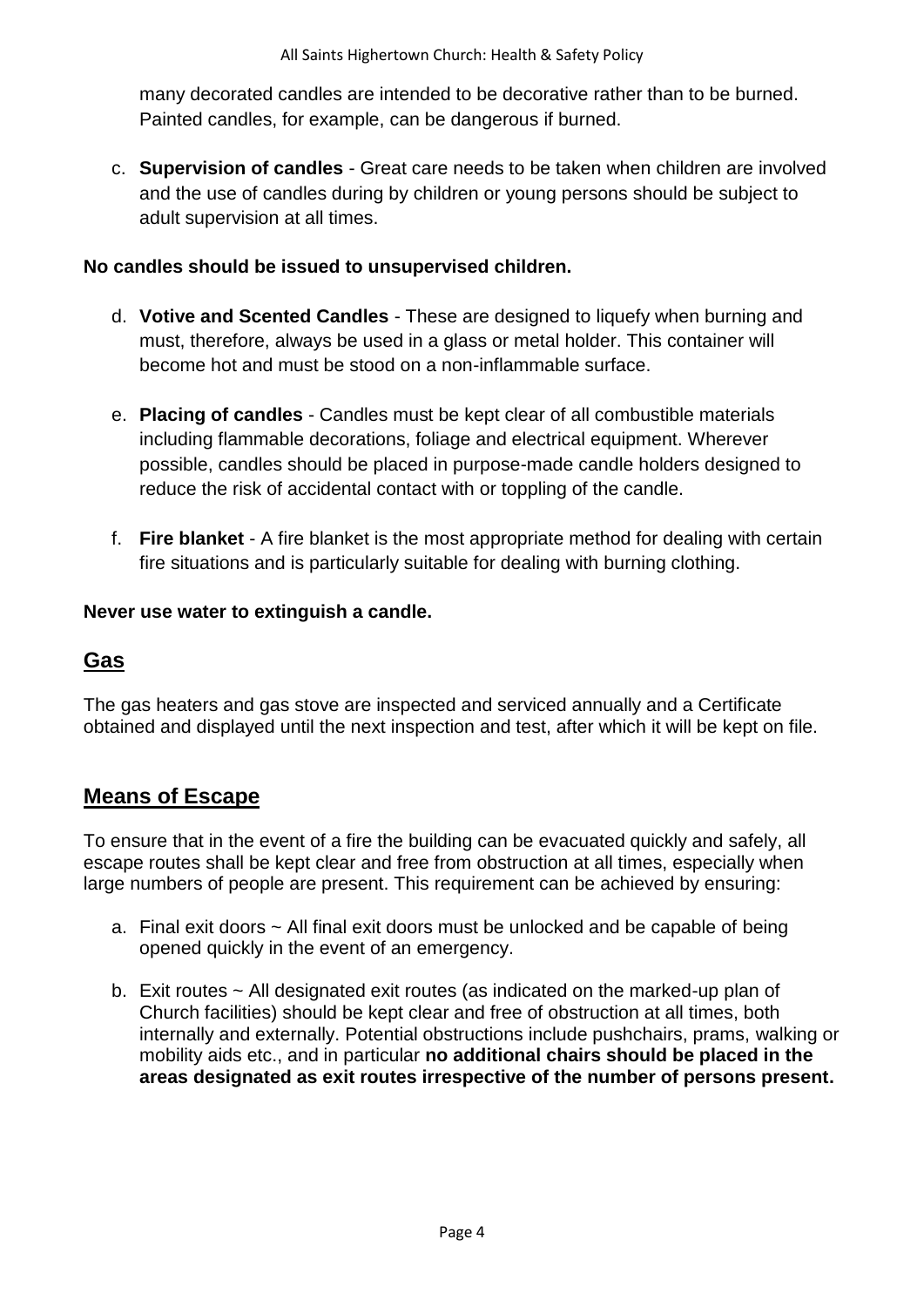many decorated candles are intended to be decorative rather than to be burned. Painted candles, for example, can be dangerous if burned.

c. **Supervision of candles** - Great care needs to be taken when children are involved and the use of candles during by children or young persons should be subject to adult supervision at all times.

**No candles should be issued to unsupervised children.**

d. **Votive and Scented Candles** - These are designed to liquefy when burning and must, therefore, always be used in a glass or metal holder. This container will become hot and must be stood on a non-inflammable surface.

e. **Placing of candles** - Candles must be kept clear of all combustible materials including flammable decorations, foliage and electrical equipment. Wherever possible, candles should be placed in purpose-made candle holders designed to reduce the risk of accidental contact with or toppling of the candle.

f. **Fire blanket** - A fire blanket is the most appropriate method for dealing with certain fire situations and is particularly suitable for dealing with burning clothing.

**Never use water to extinguish a candle.**

## Gas

The gas heaters and gas stove are inspected and serviced annually and a Certificate obtained and displayed until the next inspection and test, after which it will be kept on file.

## Means of Escape

To ensure that in the event of a fire the building can be evacuated quickly and safely, all escape routes shall be kept clear and free from obstruction at all times, especially when large numbers of people are present. This requirement can be achieved by ensuring:

a. Final exit doors ~ All final exit doors must be unlocked and be capable of being opened quickly in the event of an emergency.

b. Exit routes ~ All designated exit routes (as indicated on the marked-up plan of Church facilities) should be kept clear and free of obstruction at all times, both internally and externally. Potential obstructions include pushchairs, prams, walking or mobility aids etc., and in particular **no additional chairs should be placed in the areas designated as exit routes irrespective of the number of persons present.**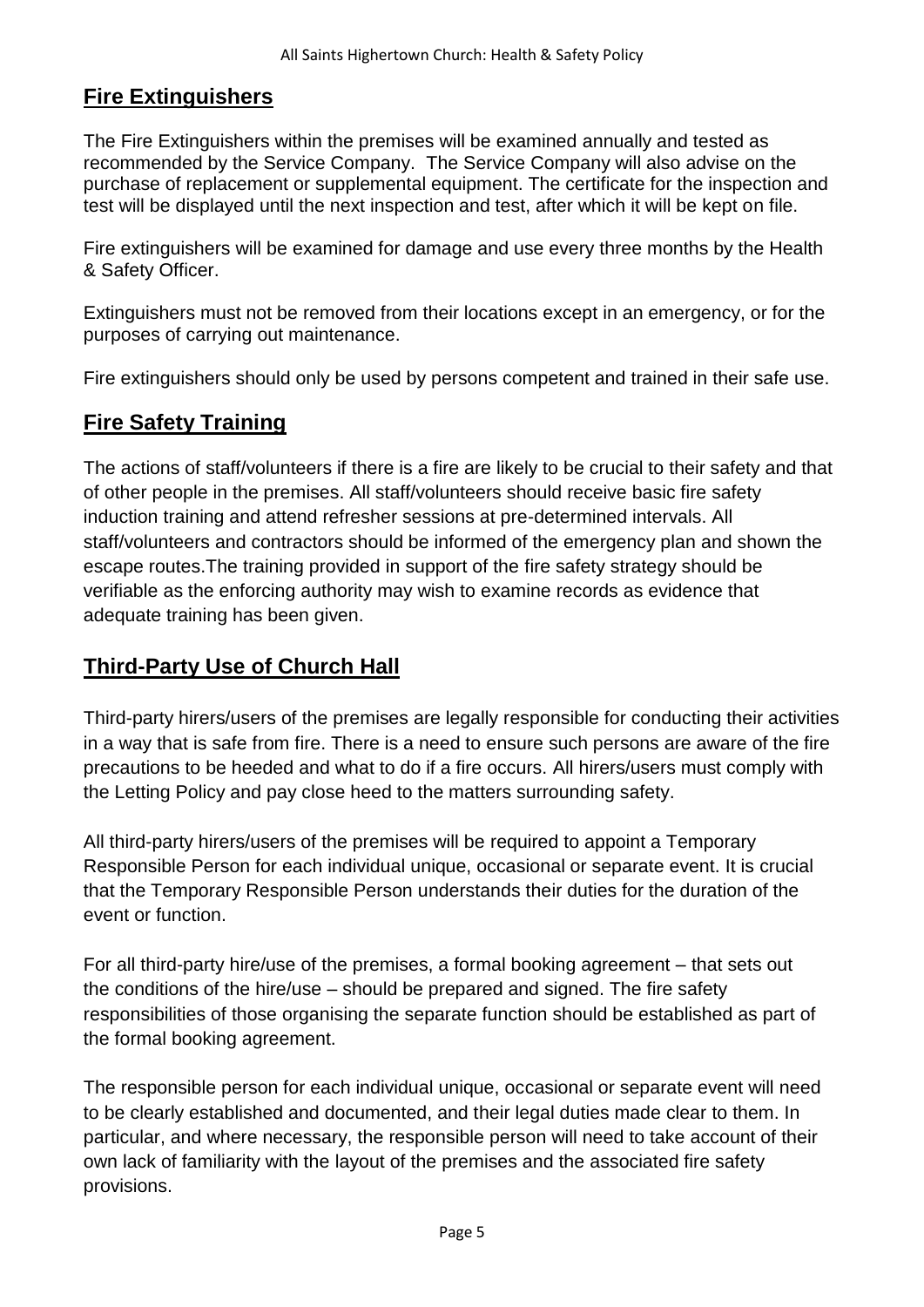## Fire Extinguishers

The Fire Extinguishers within the premises will be examined annually and tested as recommended by the Service Company. The Service Company will also advise on the purchase of replacement or supplemental equipment. The certificate for the inspection and test will be displayed until the next inspection and test, after which it will be kept on file.

Fire extinguishers will be examined for damage and use every three months by the Health & Safety Officer.

Extinguishers must not be removed from their locations except in an emergency, or for the purposes of carrying out maintenance.

Fire extinguishers should only be used by persons competent and trained in their safe use.

## Fire Safety Training

The actions of staff/volunteers if there is a fire are likely to be crucial to their safety and that of other people in the premises. All staff/volunteers should receive basic fire safety induction training and attend refresher sessions at pre-determined intervals. All staff/volunteers and contractors should be informed of the emergency plan and shown the escape routes.The training provided in support of the fire safety strategy should be verifiable as the enforcing authority may wish to examine records as evidence that adequate training has been given.

## Third-Party Use of Church Hall

Third-party hirers/users of the premises are legally responsible for conducting their activities in a way that is safe from fire. There is a need to ensure such persons are aware of the fire precautions to be heeded and what to do if a fire occurs. All hirers/users must comply with the Letting Policy and pay close heed to the matters surrounding safety.

All third-party hirers/users of the premises will be required to appoint a Temporary Responsible Person for each individual unique, occasional or separate event. It is crucial that the Temporary Responsible Person understands their duties for the duration of the event or function.

For all third-party hire/use of the premises, a formal booking agreement – that sets out the conditions of the hire/use – should be prepared and signed. The fire safety responsibilities of those organising the separate function should be established as part of the formal booking agreement.

The responsible person for each individual unique, occasional or separate event will need to be clearly established and documented, and their legal duties made clear to them. In particular, and where necessary, the responsible person will need to take account of their own lack of familiarity with the layout of the premises and the associated fire safety provisions.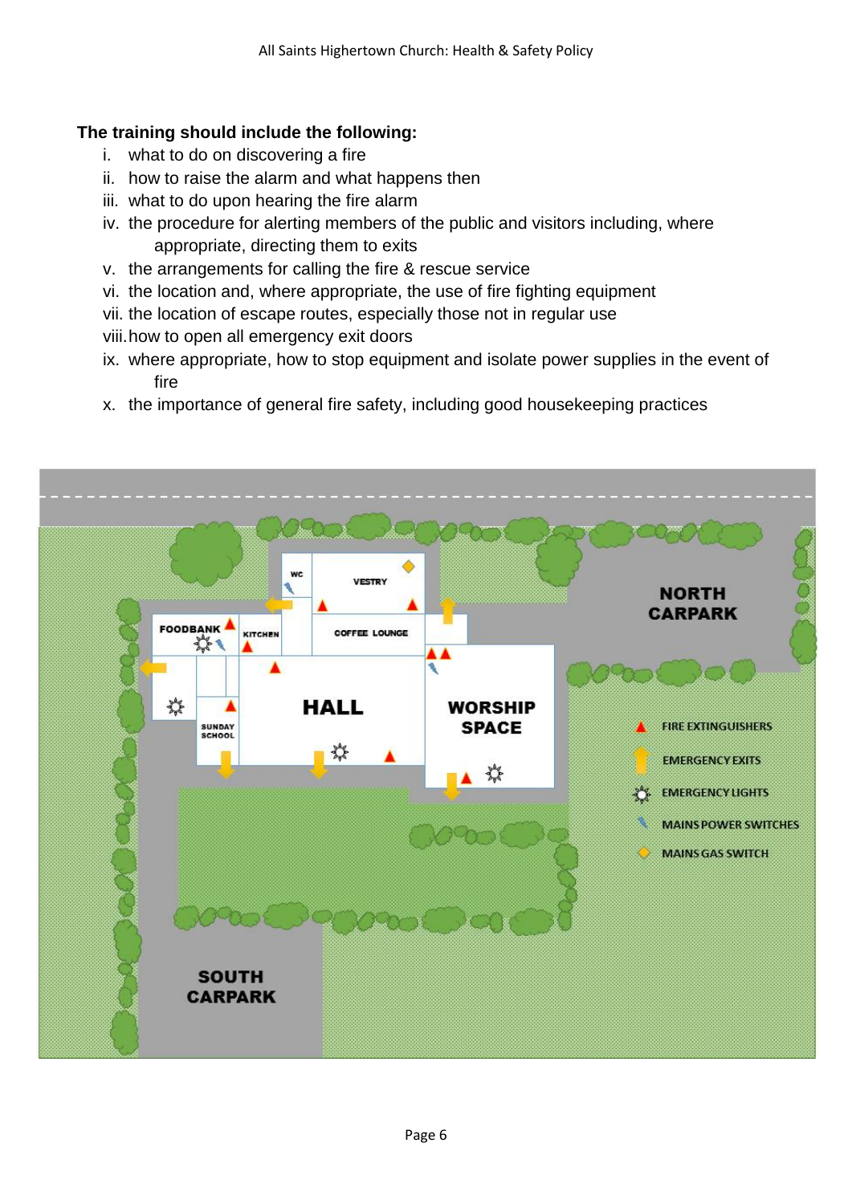**The training should include the following:**

i. what to do on discovering a fire
ii. how to raise the alarm and what happens then
iii. what to do upon hearing the fire alarm
iv. the procedure for alerting members of the public and visitors including, where appropriate, directing them to exits
v. the arrangements for calling the fire & rescue service
vi. the location and, where appropriate, the use of fire fighting equipment
vii. the location of escape routes, especially those not in regular use
viii. how to open all emergency exit doors
ix. where appropriate, how to stop equipment and isolate power supplies in the event of fire
x. the importance of general fire safety, including good housekeeping practices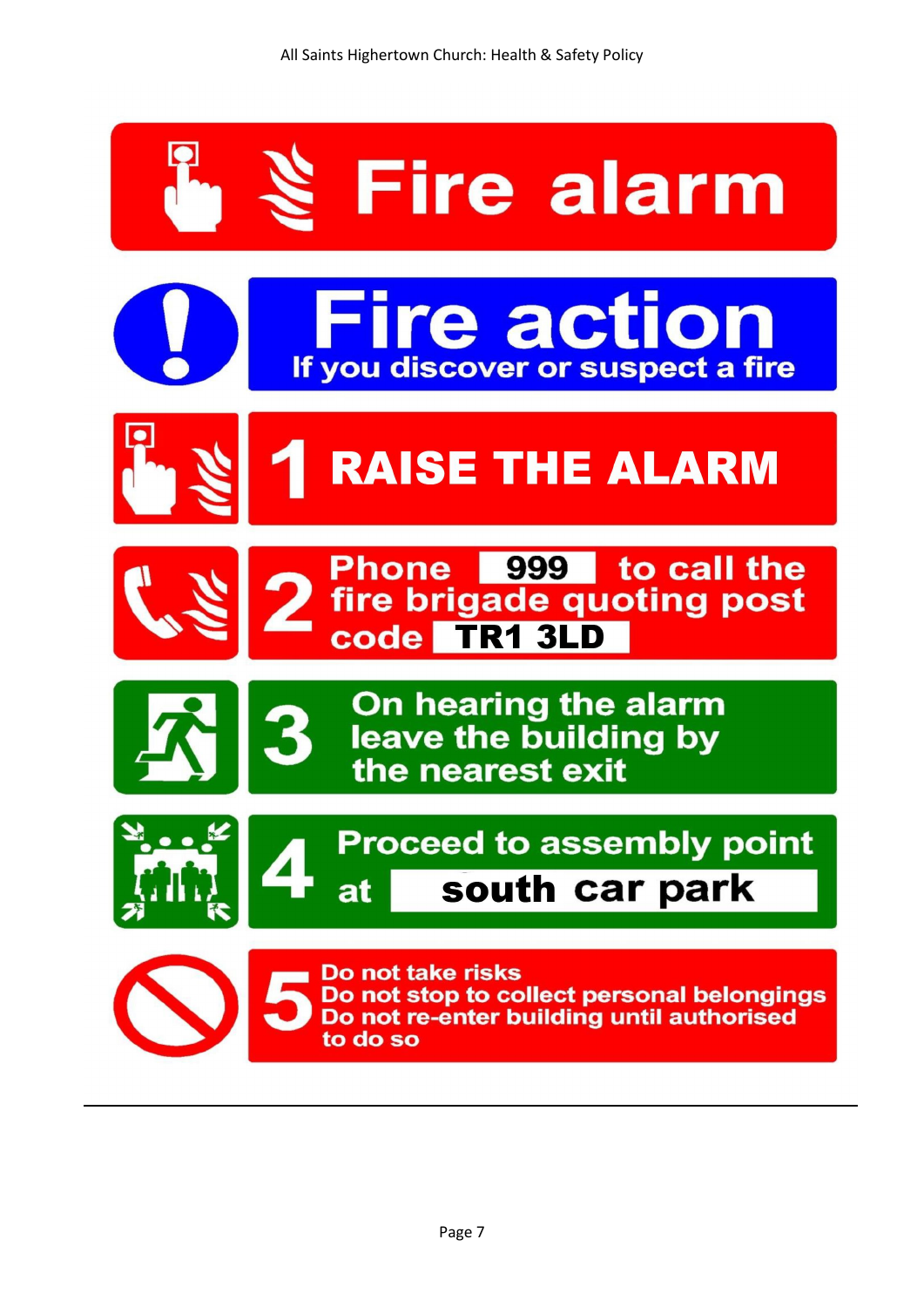# Fire alarm

## Fire action

**If you discover or suspect a fire**

1. **RAISE THE ALARM**
2. **Phone 999 to call the fire brigade quoting post code TR1 3LD**
3. **On hearing the alarm leave the building by the nearest exit**
4. **Proceed to assembly point at south car park**
5. **Do not take risks**
   **Do not stop to collect personal belongings**
   **Do not re-enter building until authorised to do so**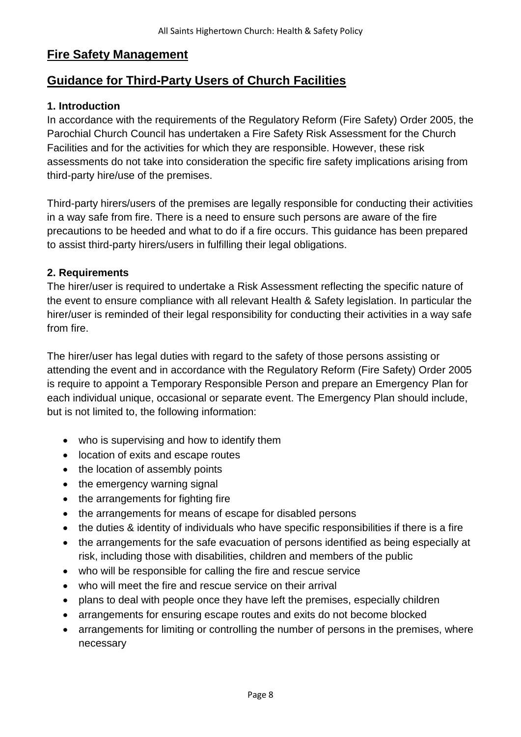## Fire Safety Management

## Guidance for Third-Party Users of Church Facilities

### 1. Introduction

In accordance with the requirements of the Regulatory Reform (Fire Safety) Order 2005, the Parochial Church Council has undertaken a Fire Safety Risk Assessment for the Church Facilities and for the activities for which they are responsible. However, these risk assessments do not take into consideration the specific fire safety implications arising from third-party hire/use of the premises.

Third-party hirers/users of the premises are legally responsible for conducting their activities in a way safe from fire. There is a need to ensure such persons are aware of the fire precautions to be heeded and what to do if a fire occurs. This guidance has been prepared to assist third-party hirers/users in fulfilling their legal obligations.

### 2. Requirements

The hirer/user is required to undertake a Risk Assessment reflecting the specific nature of the event to ensure compliance with all relevant Health & Safety legislation. In particular the hirer/user is reminded of their legal responsibility for conducting their activities in a way safe from fire.

The hirer/user has legal duties with regard to the safety of those persons assisting or attending the event and in accordance with the Regulatory Reform (Fire Safety) Order 2005 is require to appoint a Temporary Responsible Person and prepare an Emergency Plan for each individual unique, occasional or separate event. The Emergency Plan should include, but is not limited to, the following information:

- who is supervising and how to identify them
- location of exits and escape routes
- the location of assembly points
- the emergency warning signal
- the arrangements for fighting fire
- the arrangements for means of escape for disabled persons
- the duties & identity of individuals who have specific responsibilities if there is a fire
- the arrangements for the safe evacuation of persons identified as being especially at risk, including those with disabilities, children and members of the public
- who will be responsible for calling the fire and rescue service
- who will meet the fire and rescue service on their arrival
- plans to deal with people once they have left the premises, especially children
- arrangements for ensuring escape routes and exits do not become blocked
- arrangements for limiting or controlling the number of persons in the premises, where necessary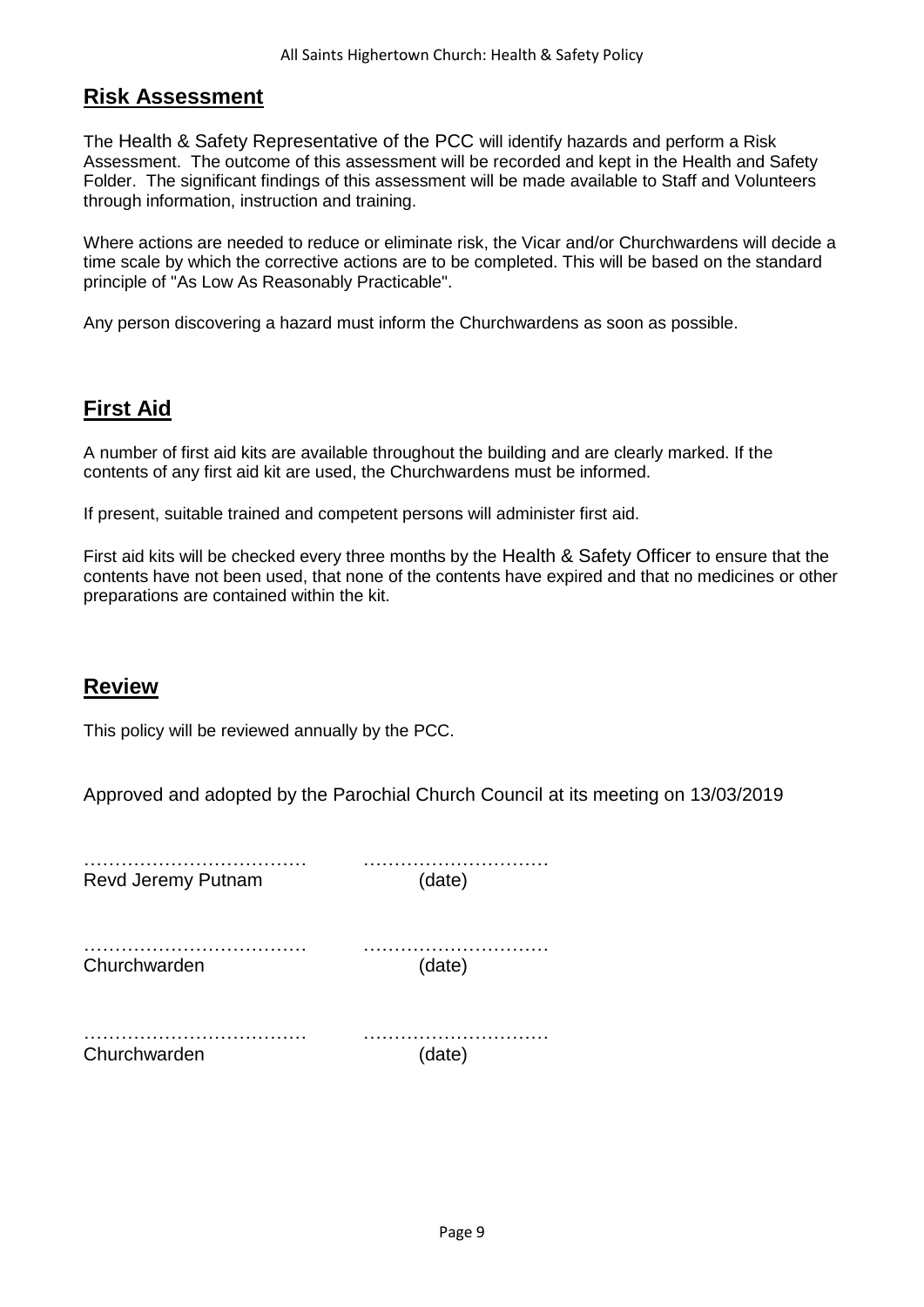## Risk Assessment

The Health & Safety Representative of the PCC will identify hazards and perform a Risk Assessment. The outcome of this assessment will be recorded and kept in the Health and Safety Folder. The significant findings of this assessment will be made available to Staff and Volunteers through information, instruction and training.

Where actions are needed to reduce or eliminate risk, the Vicar and/or Churchwardens will decide a time scale by which the corrective actions are to be completed. This will be based on the standard principle of "As Low As Reasonably Practicable".

Any person discovering a hazard must inform the Churchwardens as soon as possible.

## First Aid

A number of first aid kits are available throughout the building and are clearly marked. If the contents of any first aid kit are used, the Churchwardens must be informed.

If present, suitable trained and competent persons will administer first aid.

First aid kits will be checked every three months by the Health & Safety Officer to ensure that the contents have not been used, that none of the contents have expired and that no medicines or other preparations are contained within the kit.

## Review

This policy will be reviewed annually by the PCC.

Approved and adopted by the Parochial Church Council at its meeting on 13/03/2019

……………………………… …………………………
Revd Jeremy Putnam (date)

……………………………… …………………………
Churchwarden (date)

……………………………… …………………………
Churchwarden (date)